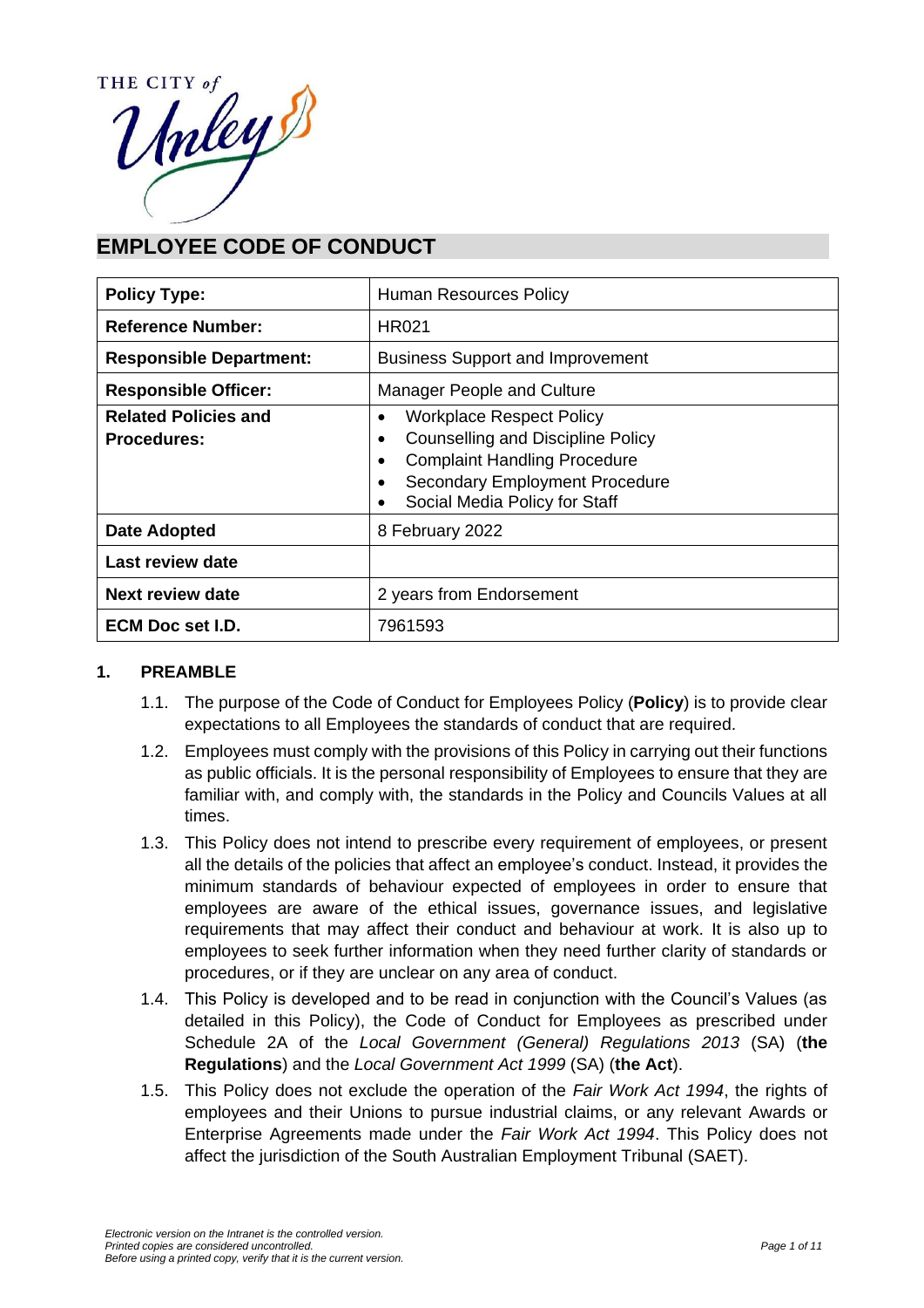# EMPLOYEE CODE OF CONDUCT

| **Policy Type:** | Human Resources Policy |
|---|---|
| **Reference Number:** | HR021 |
| **Responsible Department:** | Business Support and Improvement |
| **Responsible Officer:** | Manager People and Culture |
| **Related Policies and Procedures:** | • Workplace Respect Policy<br>• Counselling and Discipline Policy<br>• Complaint Handling Procedure<br>• Secondary Employment Procedure<br>• Social Media Policy for Staff |
| **Date Adopted** | 8 February 2022 |
| **Last review date** | |
| **Next review date** | 2 years from Endorsement |
| **ECM Doc set I.D.** | 7961593 |

## 1. PREAMBLE

1.1. The purpose of the Code of Conduct for Employees Policy (**Policy**) is to provide clear expectations to all Employees the standards of conduct that are required.

1.2. Employees must comply with the provisions of this Policy in carrying out their functions as public officials. It is the personal responsibility of Employees to ensure that they are familiar with, and comply with, the standards in the Policy and Councils Values at all times.

1.3. This Policy does not intend to prescribe every requirement of employees, or present all the details of the policies that affect an employee's conduct. Instead, it provides the minimum standards of behaviour expected of employees in order to ensure that employees are aware of the ethical issues, governance issues, and legislative requirements that may affect their conduct and behaviour at work. It is also up to employees to seek further information when they need further clarity of standards or procedures, or if they are unclear on any area of conduct.

1.4. This Policy is developed and to be read in conjunction with the Council's Values (as detailed in this Policy), the Code of Conduct for Employees as prescribed under Schedule 2A of the *Local Government (General) Regulations 2013* (SA) (**the Regulations**) and the *Local Government Act 1999* (SA) (**the Act**).

1.5. This Policy does not exclude the operation of the *Fair Work Act 1994*, the rights of employees and their Unions to pursue industrial claims, or any relevant Awards or Enterprise Agreements made under the *Fair Work Act 1994*. This Policy does not affect the jurisdiction of the South Australian Employment Tribunal (SAET).

*Electronic version on the Intranet is the controlled version.*
*Printed copies are considered uncontrolled.*
*Before using a printed copy, verify that it is the current version.*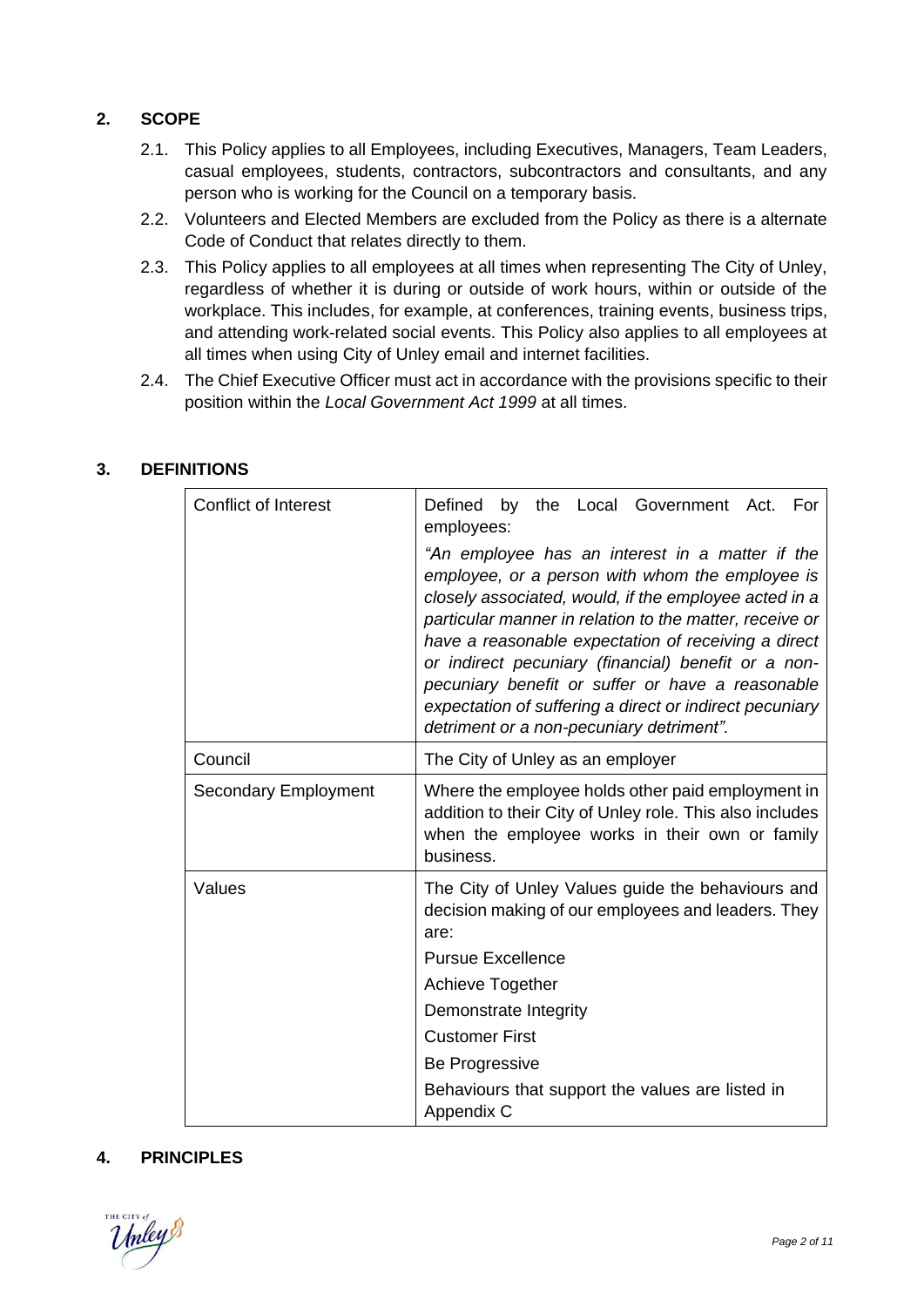## 2. SCOPE

2.1. This Policy applies to all Employees, including Executives, Managers, Team Leaders, casual employees, students, contractors, subcontractors and consultants, and any person who is working for the Council on a temporary basis.

2.2. Volunteers and Elected Members are excluded from the Policy as there is a alternate Code of Conduct that relates directly to them.

2.3. This Policy applies to all employees at all times when representing The City of Unley, regardless of whether it is during or outside of work hours, within or outside of the workplace. This includes, for example, at conferences, training events, business trips, and attending work-related social events. This Policy also applies to all employees at all times when using City of Unley email and internet facilities.

2.4. The Chief Executive Officer must act in accordance with the provisions specific to their position within the *Local Government Act 1999* at all times.

## 3. DEFINITIONS

| | |
|---|---|
| Conflict of Interest | Defined by the Local Government Act. For employees:<br>*"An employee has an interest in a matter if the employee, or a person with whom the employee is closely associated, would, if the employee acted in a particular manner in relation to the matter, receive or have a reasonable expectation of receiving a direct or indirect pecuniary (financial) benefit or a non-pecuniary benefit or suffer or have a reasonable expectation of suffering a direct or indirect pecuniary detriment or a non-pecuniary detriment".* |
| Council | The City of Unley as an employer |
| Secondary Employment | Where the employee holds other paid employment in addition to their City of Unley role. This also includes when the employee works in their own or family business. |
| Values | The City of Unley Values guide the behaviours and decision making of our employees and leaders. They are:<br>Pursue Excellence<br>Achieve Together<br>Demonstrate Integrity<br>Customer First<br>Be Progressive<br>Behaviours that support the values are listed in Appendix C |

## 4. PRINCIPLES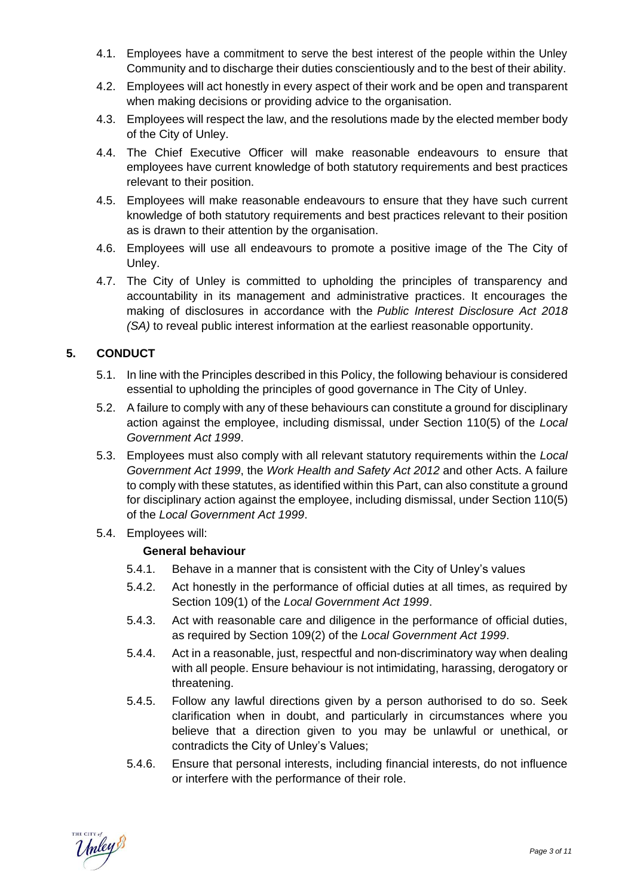4.1. Employees have a commitment to serve the best interest of the people within the Unley Community and to discharge their duties conscientiously and to the best of their ability.

4.2. Employees will act honestly in every aspect of their work and be open and transparent when making decisions or providing advice to the organisation.

4.3. Employees will respect the law, and the resolutions made by the elected member body of the City of Unley.

4.4. The Chief Executive Officer will make reasonable endeavours to ensure that employees have current knowledge of both statutory requirements and best practices relevant to their position.

4.5. Employees will make reasonable endeavours to ensure that they have such current knowledge of both statutory requirements and best practices relevant to their position as is drawn to their attention by the organisation.

4.6. Employees will use all endeavours to promote a positive image of the The City of Unley.

4.7. The City of Unley is committed to upholding the principles of transparency and accountability in its management and administrative practices. It encourages the making of disclosures in accordance with the *Public Interest Disclosure Act 2018 (SA)* to reveal public interest information at the earliest reasonable opportunity.

## 5. CONDUCT

5.1. In line with the Principles described in this Policy, the following behaviour is considered essential to upholding the principles of good governance in The City of Unley.

5.2. A failure to comply with any of these behaviours can constitute a ground for disciplinary action against the employee, including dismissal, under Section 110(5) of the *Local Government Act 1999*.

5.3. Employees must also comply with all relevant statutory requirements within the *Local Government Act 1999*, the *Work Health and Safety Act 2012* and other Acts. A failure to comply with these statutes, as identified within this Part, can also constitute a ground for disciplinary action against the employee, including dismissal, under Section 110(5) of the *Local Government Act 1999*.

5.4. Employees will:

**General behaviour**

5.4.1. Behave in a manner that is consistent with the City of Unley's values

5.4.2. Act honestly in the performance of official duties at all times, as required by Section 109(1) of the *Local Government Act 1999*.

5.4.3. Act with reasonable care and diligence in the performance of official duties, as required by Section 109(2) of the *Local Government Act 1999*.

5.4.4. Act in a reasonable, just, respectful and non-discriminatory way when dealing with all people. Ensure behaviour is not intimidating, harassing, derogatory or threatening.

5.4.5. Follow any lawful directions given by a person authorised to do so. Seek clarification when in doubt, and particularly in circumstances where you believe that a direction given to you may be unlawful or unethical, or contradicts the City of Unley's Values;

5.4.6. Ensure that personal interests, including financial interests, do not influence or interfere with the performance of their role.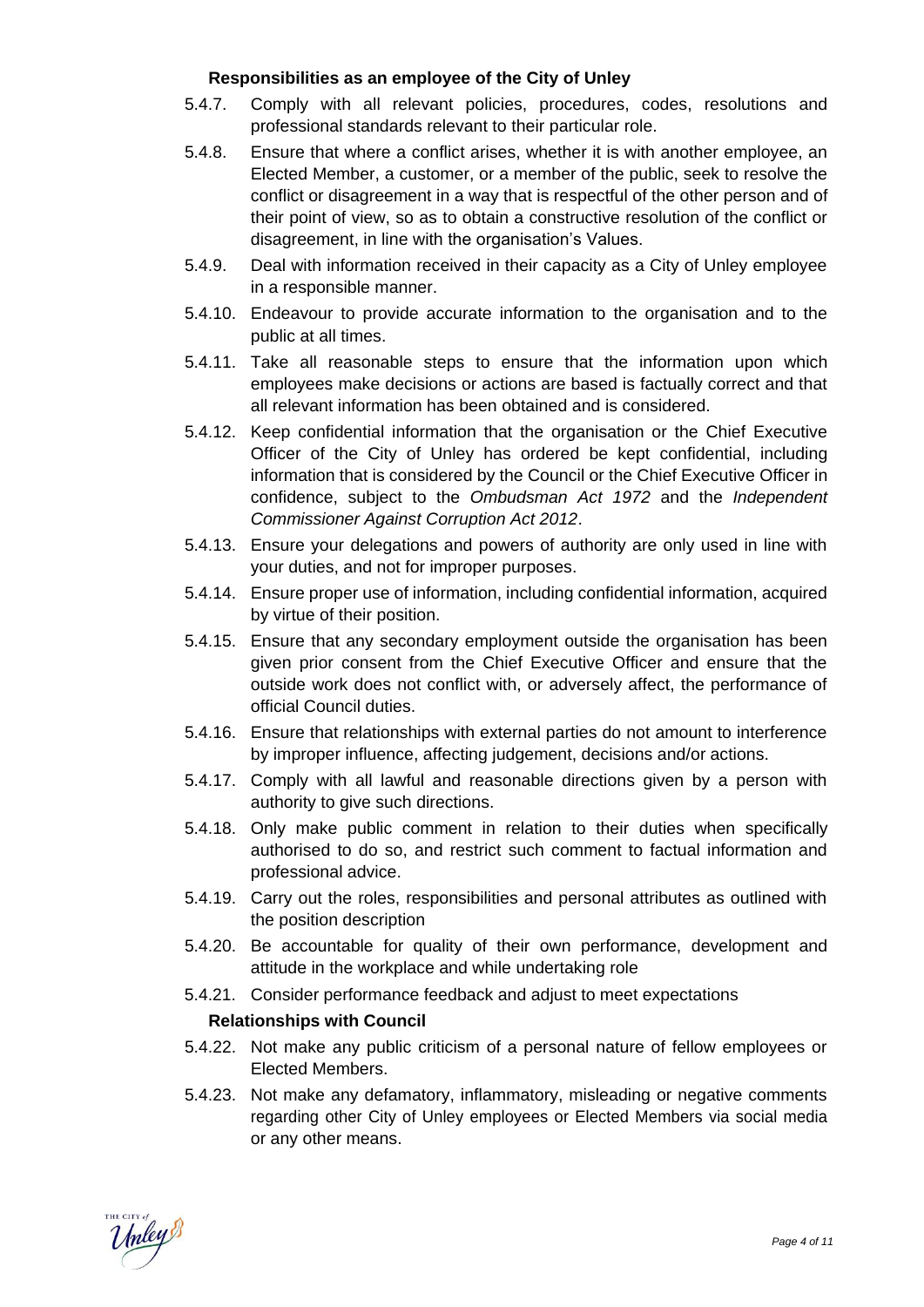**Responsibilities as an employee of the City of Unley**

5.4.7. Comply with all relevant policies, procedures, codes, resolutions and professional standards relevant to their particular role.

5.4.8. Ensure that where a conflict arises, whether it is with another employee, an Elected Member, a customer, or a member of the public, seek to resolve the conflict or disagreement in a way that is respectful of the other person and of their point of view, so as to obtain a constructive resolution of the conflict or disagreement, in line with the organisation's Values.

5.4.9. Deal with information received in their capacity as a City of Unley employee in a responsible manner.

5.4.10. Endeavour to provide accurate information to the organisation and to the public at all times.

5.4.11. Take all reasonable steps to ensure that the information upon which employees make decisions or actions are based is factually correct and that all relevant information has been obtained and is considered.

5.4.12. Keep confidential information that the organisation or the Chief Executive Officer of the City of Unley has ordered be kept confidential, including information that is considered by the Council or the Chief Executive Officer in confidence, subject to the *Ombudsman Act 1972* and the *Independent Commissioner Against Corruption Act 2012*.

5.4.13. Ensure your delegations and powers of authority are only used in line with your duties, and not for improper purposes.

5.4.14. Ensure proper use of information, including confidential information, acquired by virtue of their position.

5.4.15. Ensure that any secondary employment outside the organisation has been given prior consent from the Chief Executive Officer and ensure that the outside work does not conflict with, or adversely affect, the performance of official Council duties.

5.4.16. Ensure that relationships with external parties do not amount to interference by improper influence, affecting judgement, decisions and/or actions.

5.4.17. Comply with all lawful and reasonable directions given by a person with authority to give such directions.

5.4.18. Only make public comment in relation to their duties when specifically authorised to do so, and restrict such comment to factual information and professional advice.

5.4.19. Carry out the roles, responsibilities and personal attributes as outlined with the position description

5.4.20. Be accountable for quality of their own performance, development and attitude in the workplace and while undertaking role

5.4.21. Consider performance feedback and adjust to meet expectations

**Relationships with Council**

5.4.22. Not make any public criticism of a personal nature of fellow employees or Elected Members.

5.4.23. Not make any defamatory, inflammatory, misleading or negative comments regarding other City of Unley employees or Elected Members via social media or any other means.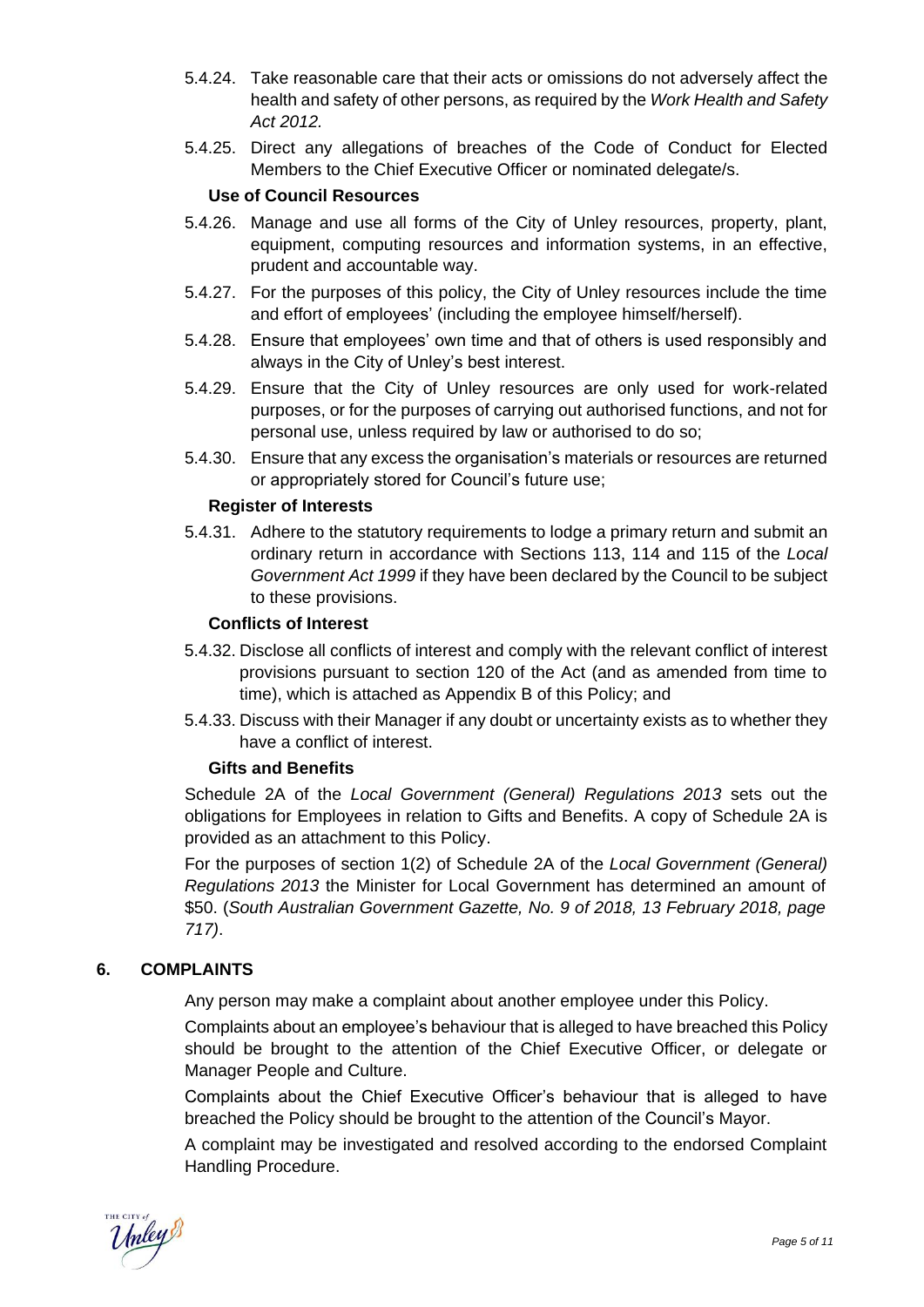5.4.24. Take reasonable care that their acts or omissions do not adversely affect the health and safety of other persons, as required by the *Work Health and Safety Act 2012.*

5.4.25. Direct any allegations of breaches of the Code of Conduct for Elected Members to the Chief Executive Officer or nominated delegate/s.

**Use of Council Resources**

5.4.26. Manage and use all forms of the City of Unley resources, property, plant, equipment, computing resources and information systems, in an effective, prudent and accountable way.

5.4.27. For the purposes of this policy, the City of Unley resources include the time and effort of employees' (including the employee himself/herself).

5.4.28. Ensure that employees' own time and that of others is used responsibly and always in the City of Unley's best interest.

5.4.29. Ensure that the City of Unley resources are only used for work-related purposes, or for the purposes of carrying out authorised functions, and not for personal use, unless required by law or authorised to do so;

5.4.30. Ensure that any excess the organisation's materials or resources are returned or appropriately stored for Council's future use;

**Register of Interests**

5.4.31. Adhere to the statutory requirements to lodge a primary return and submit an ordinary return in accordance with Sections 113, 114 and 115 of the *Local Government Act 1999* if they have been declared by the Council to be subject to these provisions.

**Conflicts of Interest**

5.4.32. Disclose all conflicts of interest and comply with the relevant conflict of interest provisions pursuant to section 120 of the Act (and as amended from time to time), which is attached as Appendix B of this Policy; and

5.4.33. Discuss with their Manager if any doubt or uncertainty exists as to whether they have a conflict of interest.

**Gifts and Benefits**

Schedule 2A of the *Local Government (General) Regulations 2013* sets out the obligations for Employees in relation to Gifts and Benefits. A copy of Schedule 2A is provided as an attachment to this Policy.

For the purposes of section 1(2) of Schedule 2A of the *Local Government (General) Regulations 2013* the Minister for Local Government has determined an amount of $50. (*South Australian Government Gazette, No. 9 of 2018, 13 February 2018, page 717)*.

## 6. COMPLAINTS

Any person may make a complaint about another employee under this Policy.

Complaints about an employee's behaviour that is alleged to have breached this Policy should be brought to the attention of the Chief Executive Officer, or delegate or Manager People and Culture.

Complaints about the Chief Executive Officer's behaviour that is alleged to have breached the Policy should be brought to the attention of the Council's Mayor.

A complaint may be investigated and resolved according to the endorsed Complaint Handling Procedure.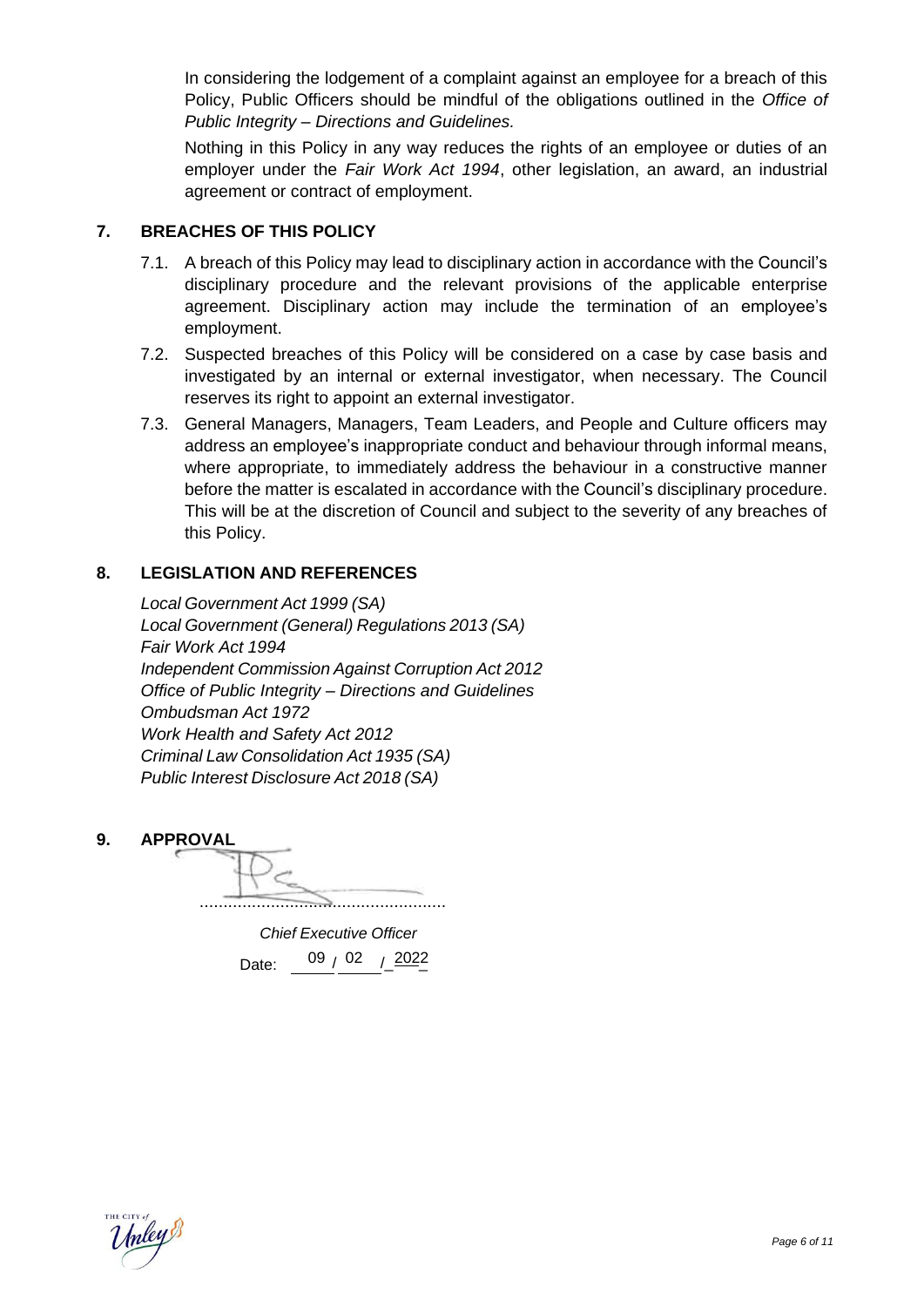In considering the lodgement of a complaint against an employee for a breach of this Policy, Public Officers should be mindful of the obligations outlined in the *Office of Public Integrity – Directions and Guidelines.*

Nothing in this Policy in any way reduces the rights of an employee or duties of an employer under the *Fair Work Act 1994*, other legislation, an award, an industrial agreement or contract of employment.

## 7. BREACHES OF THIS POLICY

7.1. A breach of this Policy may lead to disciplinary action in accordance with the Council's disciplinary procedure and the relevant provisions of the applicable enterprise agreement. Disciplinary action may include the termination of an employee's employment.

7.2. Suspected breaches of this Policy will be considered on a case by case basis and investigated by an internal or external investigator, when necessary. The Council reserves its right to appoint an external investigator.

7.3. General Managers, Managers, Team Leaders, and People and Culture officers may address an employee's inappropriate conduct and behaviour through informal means, where appropriate, to immediately address the behaviour in a constructive manner before the matter is escalated in accordance with the Council's disciplinary procedure. This will be at the discretion of Council and subject to the severity of any breaches of this Policy.

## 8. LEGISLATION AND REFERENCES

*Local Government Act 1999 (SA)*
*Local Government (General) Regulations 2013 (SA)*
*Fair Work Act 1994*
*Independent Commission Against Corruption Act 2012*
*Office of Public Integrity – Directions and Guidelines*
*Ombudsman Act 1972*
*Work Health and Safety Act 2012*
*Criminal Law Consolidation Act 1935 (SA)*
*Public Interest Disclosure Act 2018 (SA)*

## 9. APPROVAL

....................................................

*Chief Executive Officer*

Date: 09 / 02 / 2022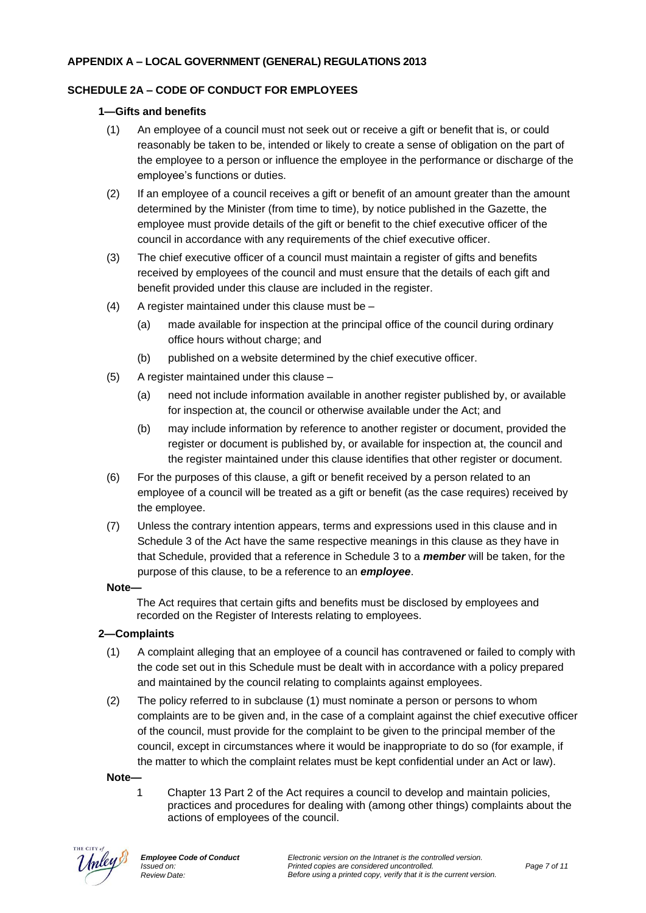## APPENDIX A – LOCAL GOVERNMENT (GENERAL) REGULATIONS 2013

### SCHEDULE 2A – CODE OF CONDUCT FOR EMPLOYEES

#### 1—Gifts and benefits

(1) An employee of a council must not seek out or receive a gift or benefit that is, or could reasonably be taken to be, intended or likely to create a sense of obligation on the part of the employee to a person or influence the employee in the performance or discharge of the employee's functions or duties.

(2) If an employee of a council receives a gift or benefit of an amount greater than the amount determined by the Minister (from time to time), by notice published in the Gazette, the employee must provide details of the gift or benefit to the chief executive officer of the council in accordance with any requirements of the chief executive officer.

(3) The chief executive officer of a council must maintain a register of gifts and benefits received by employees of the council and must ensure that the details of each gift and benefit provided under this clause are included in the register.

(4) A register maintained under this clause must be –

(a) made available for inspection at the principal office of the council during ordinary office hours without charge; and

(b) published on a website determined by the chief executive officer.

(5) A register maintained under this clause –

(a) need not include information available in another register published by, or available for inspection at, the council or otherwise available under the Act; and

(b) may include information by reference to another register or document, provided the register or document is published by, or available for inspection at, the council and the register maintained under this clause identifies that other register or document.

(6) For the purposes of this clause, a gift or benefit received by a person related to an employee of a council will be treated as a gift or benefit (as the case requires) received by the employee.

(7) Unless the contrary intention appears, terms and expressions used in this clause and in Schedule 3 of the Act have the same respective meanings in this clause as they have in that Schedule, provided that a reference in Schedule 3 to a ***member*** will be taken, for the purpose of this clause, to be a reference to an ***employee***.

**Note—**

The Act requires that certain gifts and benefits must be disclosed by employees and recorded on the Register of Interests relating to employees.

#### 2—Complaints

(1) A complaint alleging that an employee of a council has contravened or failed to comply with the code set out in this Schedule must be dealt with in accordance with a policy prepared and maintained by the council relating to complaints against employees.

(2) The policy referred to in subclause (1) must nominate a person or persons to whom complaints are to be given and, in the case of a complaint against the chief executive officer of the council, must provide for the complaint to be given to the principal member of the council, except in circumstances where it would be inappropriate to do so (for example, if the matter to which the complaint relates must be kept confidential under an Act or law).

**Note—**

1 Chapter 13 Part 2 of the Act requires a council to develop and maintain policies, practices and procedures for dealing with (among other things) complaints about the actions of employees of the council.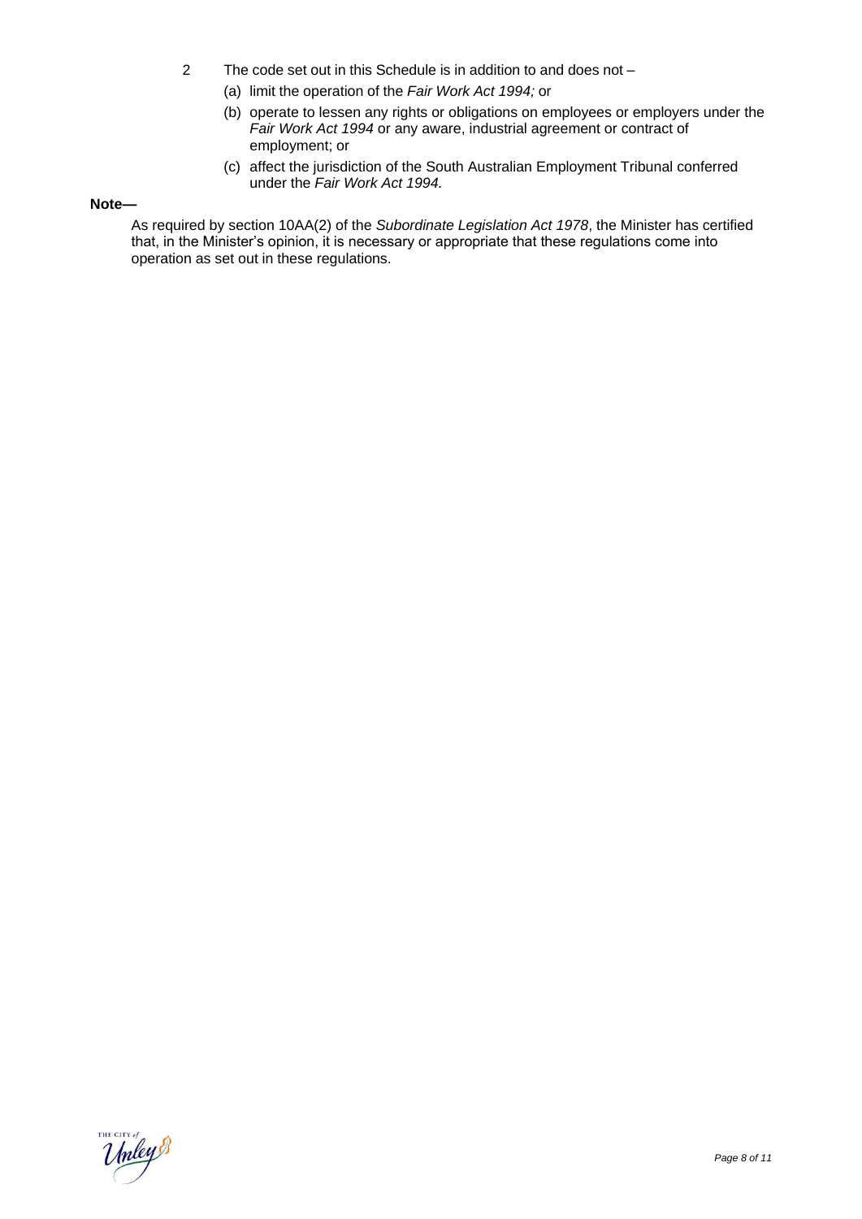2 The code set out in this Schedule is in addition to and does not –

(a) limit the operation of the *Fair Work Act 1994;* or

(b) operate to lessen any rights or obligations on employees or employers under the *Fair Work Act 1994* or any aware, industrial agreement or contract of employment; or

(c) affect the jurisdiction of the South Australian Employment Tribunal conferred under the *Fair Work Act 1994.*

**Note—**

As required by section 10AA(2) of the *Subordinate Legislation Act 1978*, the Minister has certified that, in the Minister's opinion, it is necessary or appropriate that these regulations come into operation as set out in these regulations.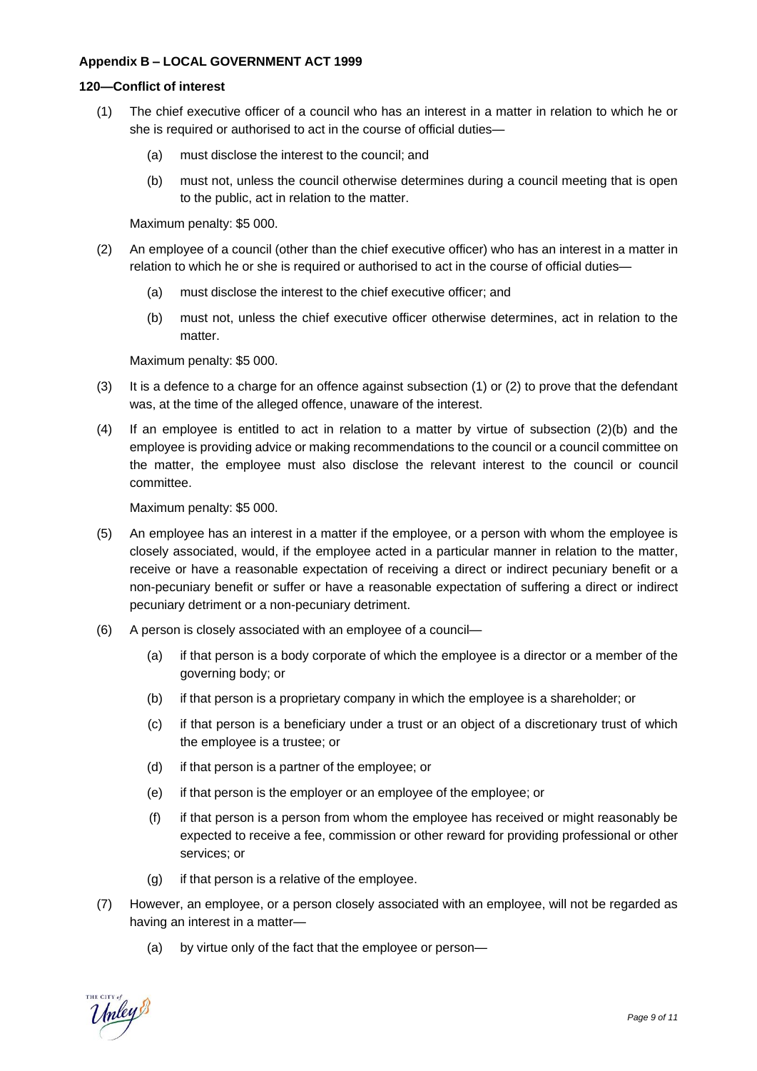**Appendix B – LOCAL GOVERNMENT ACT 1999**

**120—Conflict of interest**

(1) The chief executive officer of a council who has an interest in a matter in relation to which he or she is required or authorised to act in the course of official duties—

- (a) must disclose the interest to the council; and
- (b) must not, unless the council otherwise determines during a council meeting that is open to the public, act in relation to the matter.

Maximum penalty: $5 000.

(2) An employee of a council (other than the chief executive officer) who has an interest in a matter in relation to which he or she is required or authorised to act in the course of official duties—

- (a) must disclose the interest to the chief executive officer; and
- (b) must not, unless the chief executive officer otherwise determines, act in relation to the matter.

Maximum penalty: $5 000.

(3) It is a defence to a charge for an offence against subsection (1) or (2) to prove that the defendant was, at the time of the alleged offence, unaware of the interest.

(4) If an employee is entitled to act in relation to a matter by virtue of subsection (2)(b) and the employee is providing advice or making recommendations to the council or a council committee on the matter, the employee must also disclose the relevant interest to the council or council committee.

Maximum penalty: $5 000.

(5) An employee has an interest in a matter if the employee, or a person with whom the employee is closely associated, would, if the employee acted in a particular manner in relation to the matter, receive or have a reasonable expectation of receiving a direct or indirect pecuniary benefit or a non-pecuniary benefit or suffer or have a reasonable expectation of suffering a direct or indirect pecuniary detriment or a non-pecuniary detriment.

(6) A person is closely associated with an employee of a council—

- (a) if that person is a body corporate of which the employee is a director or a member of the governing body; or
- (b) if that person is a proprietary company in which the employee is a shareholder; or
- (c) if that person is a beneficiary under a trust or an object of a discretionary trust of which the employee is a trustee; or
- (d) if that person is a partner of the employee; or
- (e) if that person is the employer or an employee of the employee; or
- (f) if that person is a person from whom the employee has received or might reasonably be expected to receive a fee, commission or other reward for providing professional or other services; or
- (g) if that person is a relative of the employee.

(7) However, an employee, or a person closely associated with an employee, will not be regarded as having an interest in a matter—

- (a) by virtue only of the fact that the employee or person—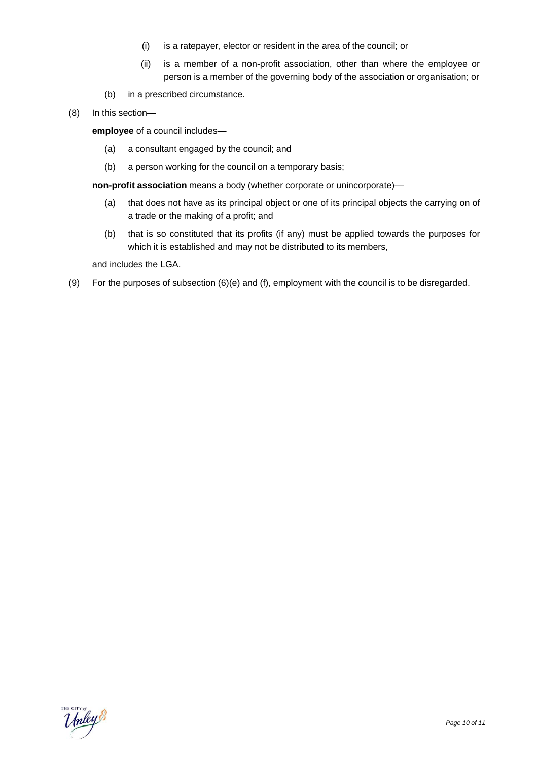(i) is a ratepayer, elector or resident in the area of the council; or

(ii) is a member of a non-profit association, other than where the employee or person is a member of the governing body of the association or organisation; or

(b) in a prescribed circumstance.

(8) In this section—

**employee** of a council includes—

(a) a consultant engaged by the council; and

(b) a person working for the council on a temporary basis;

**non-profit association** means a body (whether corporate or unincorporate)—

(a) that does not have as its principal object or one of its principal objects the carrying on of a trade or the making of a profit; and

(b) that is so constituted that its profits (if any) must be applied towards the purposes for which it is established and may not be distributed to its members,

and includes the LGA.

(9) For the purposes of subsection (6)(e) and (f), employment with the council is to be disregarded.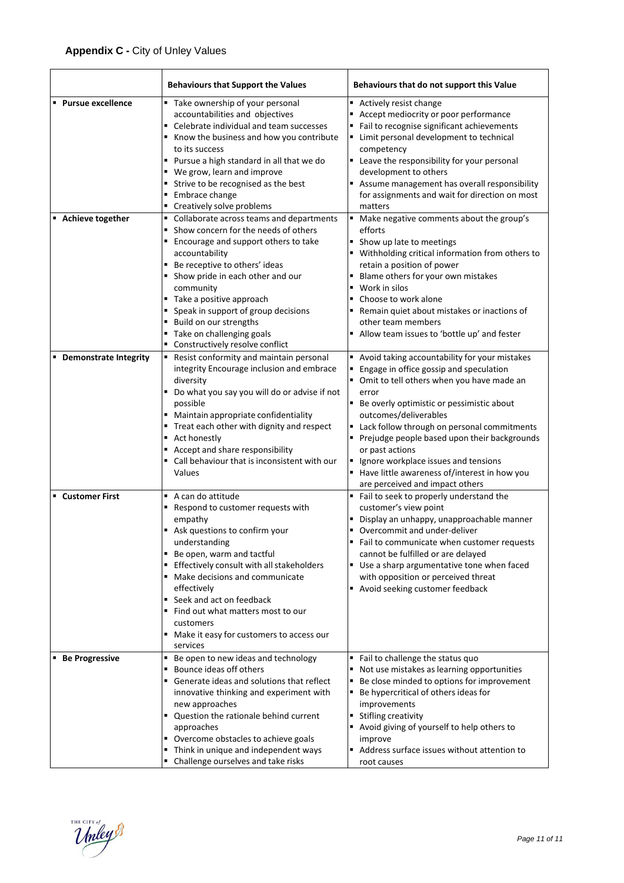**Appendix C -** City of Unley Values

| | Behaviours that Support the Values | Behaviours that do not support this Value |
|---|---|---|
| ▪ **Pursue excellence** | ▪ Take ownership of your personal accountabilities and objectives<br>▪ Celebrate individual and team successes<br>▪ Know the business and how you contribute to its success<br>▪ Pursue a high standard in all that we do<br>▪ We grow, learn and improve<br>▪ Strive to be recognised as the best<br>▪ Embrace change<br>▪ Creatively solve problems | ▪ Actively resist change<br>▪ Accept mediocrity or poor performance<br>▪ Fail to recognise significant achievements<br>▪ Limit personal development to technical competency<br>▪ Leave the responsibility for your personal development to others<br>▪ Assume management has overall responsibility for assignments and wait for direction on most matters |
| ▪ **Achieve together** | ▪ Collaborate across teams and departments<br>▪ Show concern for the needs of others<br>▪ Encourage and support others to take accountability<br>▪ Be receptive to others' ideas<br>▪ Show pride in each other and our community<br>▪ Take a positive approach<br>▪ Speak in support of group decisions<br>▪ Build on our strengths<br>▪ Take on challenging goals<br>▪ Constructively resolve conflict | ▪ Make negative comments about the group's efforts<br>▪ Show up late to meetings<br>▪ Withholding critical information from others to retain a position of power<br>▪ Blame others for your own mistakes<br>▪ Work in silos<br>▪ Choose to work alone<br>▪ Remain quiet about mistakes or inactions of other team members<br>▪ Allow team issues to 'bottle up' and fester |
| ▪ **Demonstrate Integrity** | ▪ Resist conformity and maintain personal integrity Encourage inclusion and embrace diversity<br>▪ Do what you say you will do or advise if not possible<br>▪ Maintain appropriate confidentiality<br>▪ Treat each other with dignity and respect<br>▪ Act honestly<br>▪ Accept and share responsibility<br>▪ Call behaviour that is inconsistent with our Values | ▪ Avoid taking accountability for your mistakes<br>▪ Engage in office gossip and speculation<br>▪ Omit to tell others when you have made an error<br>▪ Be overly optimistic or pessimistic about outcomes/deliverables<br>▪ Lack follow through on personal commitments<br>▪ Prejudge people based upon their backgrounds or past actions<br>▪ Ignore workplace issues and tensions<br>▪ Have little awareness of/interest in how you are perceived and impact others |
| ▪ **Customer First** | ▪ A can do attitude<br>▪ Respond to customer requests with empathy<br>▪ Ask questions to confirm your understanding<br>▪ Be open, warm and tactful<br>▪ Effectively consult with all stakeholders<br>▪ Make decisions and communicate effectively<br>▪ Seek and act on feedback<br>▪ Find out what matters most to our customers<br>▪ Make it easy for customers to access our services | ▪ Fail to seek to properly understand the customer's view point<br>▪ Display an unhappy, unapproachable manner<br>▪ Overcommit and under-deliver<br>▪ Fail to communicate when customer requests cannot be fulfilled or are delayed<br>▪ Use a sharp argumentative tone when faced with opposition or perceived threat<br>▪ Avoid seeking customer feedback |
| ▪ **Be Progressive** | ▪ Be open to new ideas and technology<br>▪ Bounce ideas off others<br>▪ Generate ideas and solutions that reflect innovative thinking and experiment with new approaches<br>▪ Question the rationale behind current approaches<br>▪ Overcome obstacles to achieve goals<br>▪ Think in unique and independent ways<br>▪ Challenge ourselves and take risks | ▪ Fail to challenge the status quo<br>▪ Not use mistakes as learning opportunities<br>▪ Be close minded to options for improvement<br>▪ Be hypercritical of others ideas for improvements<br>▪ Stifling creativity<br>▪ Avoid giving of yourself to help others to improve<br>▪ Address surface issues without attention to root causes |